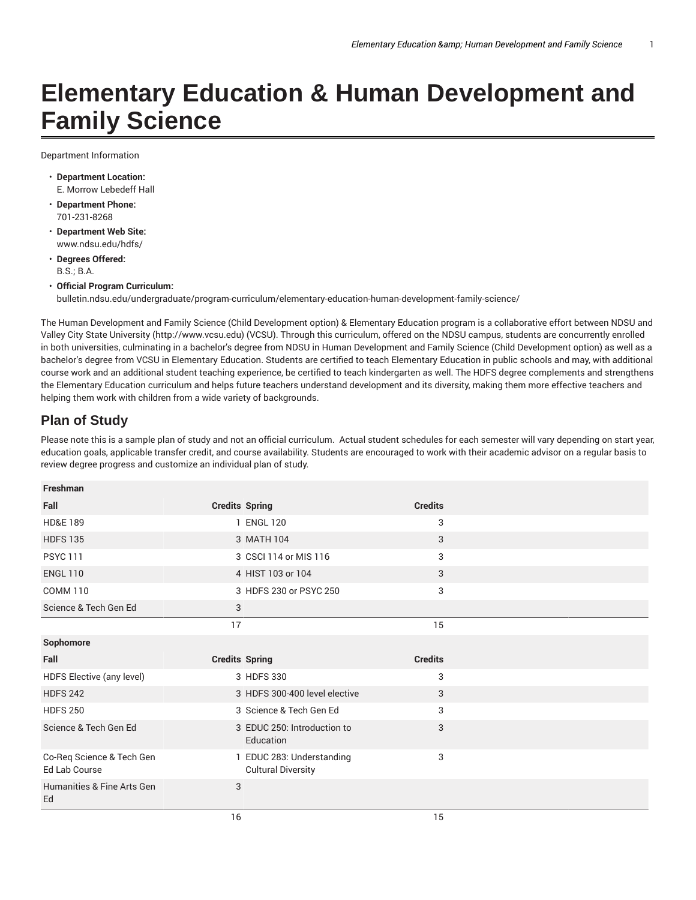# Elementary Education & Human Development and Family Science

Department Information

- **Department Location:**
  E. Morrow Lebedeff Hall
- **Department Phone:**
  701-231-8268
- **Department Web Site:**
  www.ndsu.edu/hdfs/
- **Degrees Offered:**
  B.S.; B.A.
- **Official Program Curriculum:**
  bulletin.ndsu.edu/undergraduate/program-curriculum/elementary-education-human-development-family-science/

The Human Development and Family Science (Child Development option) & Elementary Education program is a collaborative effort between NDSU and Valley City State University (http://www.vcsu.edu) (VCSU). Through this curriculum, offered on the NDSU campus, students are concurrently enrolled in both universities, culminating in a bachelor's degree from NDSU in Human Development and Family Science (Child Development option) as well as a bachelor's degree from VCSU in Elementary Education. Students are certified to teach Elementary Education in public schools and may, with additional course work and an additional student teaching experience, be certified to teach kindergarten as well. The HDFS degree complements and strengthens the Elementary Education curriculum and helps future teachers understand development and its diversity, making them more effective teachers and helping them work with children from a wide variety of backgrounds.

## Plan of Study

Please note this is a sample plan of study and not an official curriculum. Actual student schedules for each semester will vary depending on start year, education goals, applicable transfer credit, and course availability. Students are encouraged to work with their academic advisor on a regular basis to review degree progress and customize an individual plan of study.

| Freshman | | | |
|---|---|---|---|
| **Fall** | **Credits** | **Spring** | **Credits** |
| HD&E 189 | 1 | ENGL 120 | 3 |
| HDFS 135 | 3 | MATH 104 | 3 |
| PSYC 111 | 3 | CSCI 114 or MIS 116 | 3 |
| ENGL 110 | 4 | HIST 103 or 104 | 3 |
| COMM 110 | 3 | HDFS 230 or PSYC 250 | 3 |
| Science & Tech Gen Ed | 3 | | |
| | 17 | | 15 |
| **Sophomore** | | | |
| **Fall** | **Credits** | **Spring** | **Credits** |
| HDFS Elective (any level) | 3 | HDFS 330 | 3 |
| HDFS 242 | 3 | HDFS 300-400 level elective | 3 |
| HDFS 250 | 3 | Science & Tech Gen Ed | 3 |
| Science & Tech Gen Ed | 3 | EDUC 250: Introduction to Education | 3 |
| Co-Req Science & Tech Gen Ed Lab Course | 1 | EDUC 283: Understanding Cultural Diversity | 3 |
| Humanities & Fine Arts Gen Ed | 3 | | |
| | 16 | | 15 |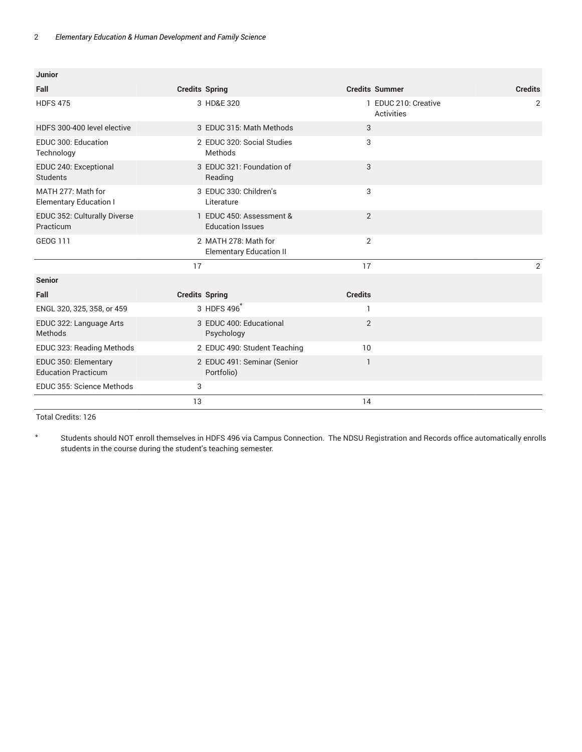| Junior | | | | | |
|---|---|---|---|---|---|
| Fall | Credits | Spring | Credits | Summer | Credits |
| HDFS 475 | 3 | HD&E 320 | 1 | EDUC 210: Creative Activities | 2 |
| HDFS 300-400 level elective | 3 | EDUC 315: Math Methods | 3 | | |
| EDUC 300: Education Technology | 2 | EDUC 320: Social Studies Methods | 3 | | |
| EDUC 240: Exceptional Students | 3 | EDUC 321: Foundation of Reading | 3 | | |
| MATH 277: Math for Elementary Education I | 3 | EDUC 330: Children's Literature | 3 | | |
| EDUC 352: Culturally Diverse Practicum | 1 | EDUC 450: Assessment & Education Issues | 2 | | |
| GEOG 111 | 2 | MATH 278: Math for Elementary Education II | 2 | | |
| | 17 | | 17 | | 2 |

| Senior | | | |
|---|---|---|---|
| Fall | Credits | Spring | Credits |
| ENGL 320, 325, 358, or 459 | 3 | HDFS 496* | 1 |
| EDUC 322: Language Arts Methods | 3 | EDUC 400: Educational Psychology | 2 |
| EDUC 323: Reading Methods | 2 | EDUC 490: Student Teaching | 10 |
| EDUC 350: Elementary Education Practicum | 2 | EDUC 491: Seminar (Senior Portfolio) | 1 |
| EDUC 355: Science Methods | 3 | | |
| | 13 | | 14 |

Total Credits: 126

\* Students should NOT enroll themselves in HDFS 496 via Campus Connection. The NDSU Registration and Records office automatically enrolls students in the course during the student's teaching semester.